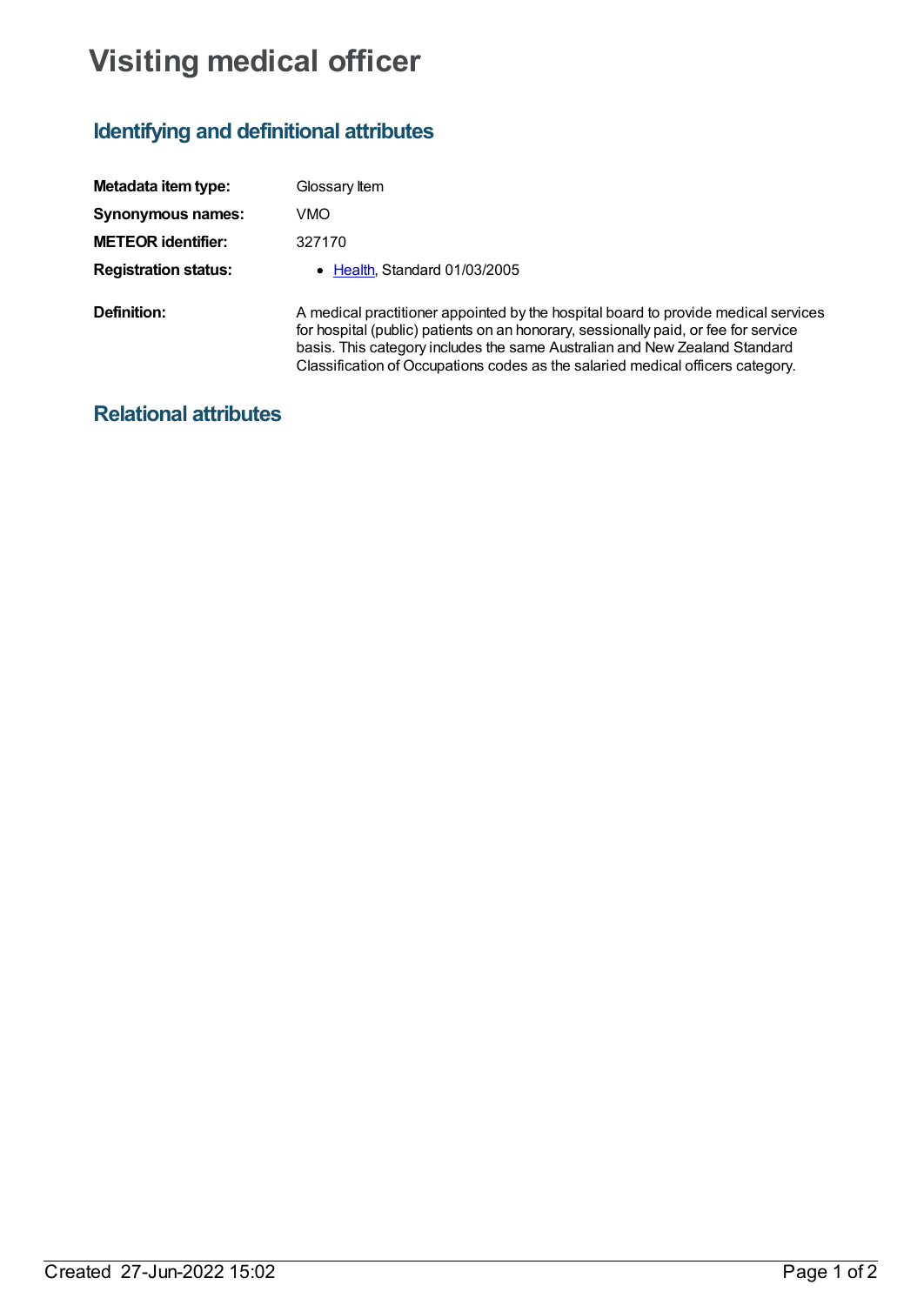# Visiting medical officer

## Identifying and definitional attributes

| | |
|---|---|
| **Metadata item type:** | Glossary Item |
| **Synonymous names:** | VMO |
| **METEOR identifier:** | 327170 |
| **Registration status:** | • Health, Standard 01/03/2005 |
| **Definition:** | A medical practitioner appointed by the hospital board to provide medical services for hospital (public) patients on an honorary, sessionally paid, or fee for service basis. This category includes the same Australian and New Zealand Standard Classification of Occupations codes as the salaried medical officers category. |

## Relational attributes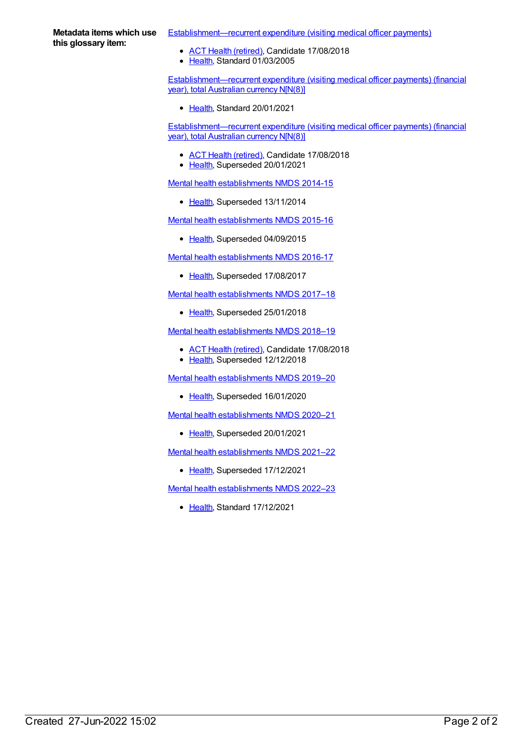**Metadata items which use this glossary item:**

Establishment—recurrent expenditure (visiting medical officer payments)

- ACT Health (retired), Candidate 17/08/2018
- Health, Standard 01/03/2005

Establishment—recurrent expenditure (visiting medical officer payments) (financial year), total Australian currency N[N(8)]

- Health, Standard 20/01/2021

Establishment—recurrent expenditure (visiting medical officer payments) (financial year), total Australian currency N[N(8)]

- ACT Health (retired), Candidate 17/08/2018
- Health, Superseded 20/01/2021

Mental health establishments NMDS 2014-15

- Health, Superseded 13/11/2014

Mental health establishments NMDS 2015-16

- Health, Superseded 04/09/2015

Mental health establishments NMDS 2016-17

- Health, Superseded 17/08/2017

Mental health establishments NMDS 2017–18

- Health, Superseded 25/01/2018

Mental health establishments NMDS 2018–19

- ACT Health (retired), Candidate 17/08/2018
- Health, Superseded 12/12/2018

Mental health establishments NMDS 2019–20

- Health, Superseded 16/01/2020

Mental health establishments NMDS 2020–21

- Health, Superseded 20/01/2021

Mental health establishments NMDS 2021–22

- Health, Superseded 17/12/2021

Mental health establishments NMDS 2022–23

- Health, Standard 17/12/2021